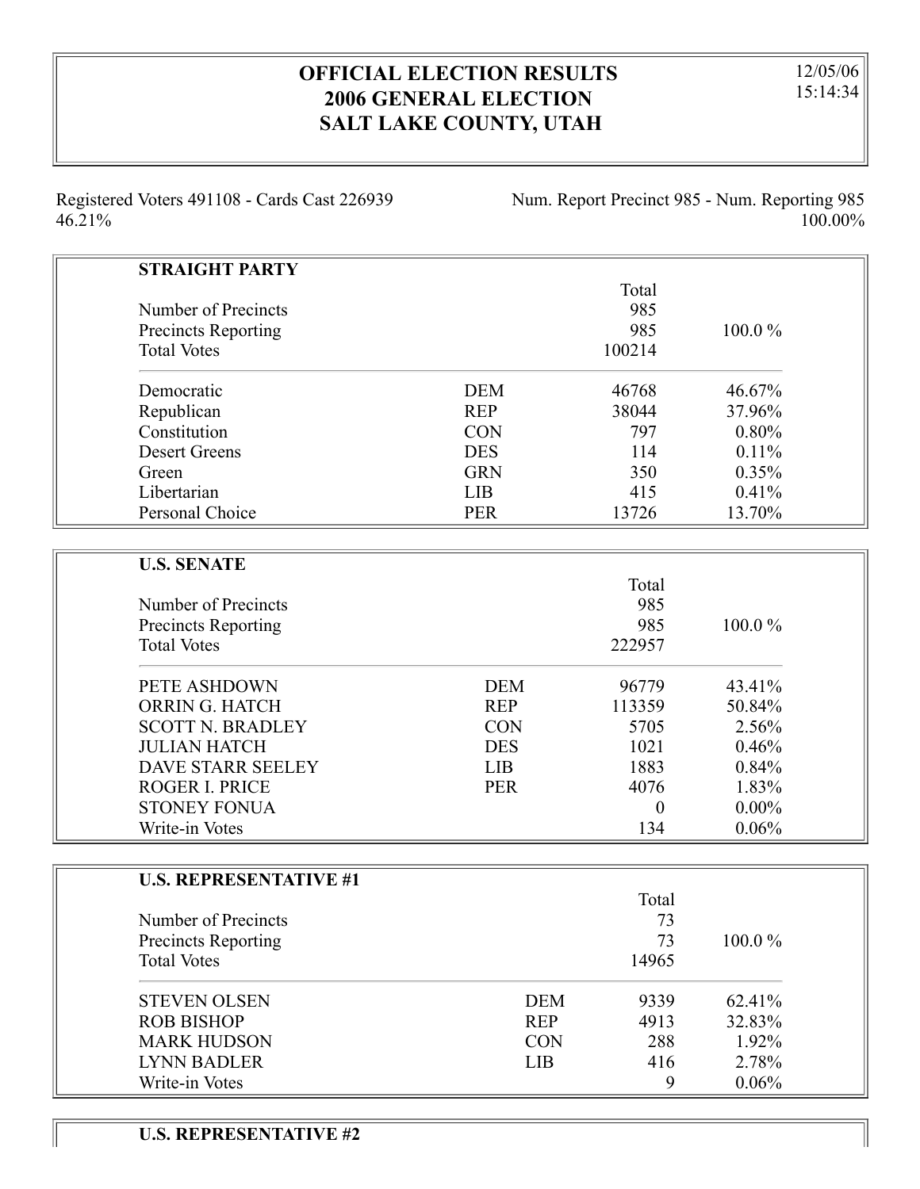# OFFICIAL ELECTION RESULTS
# 2006 GENERAL ELECTION
# SALT LAKE COUNTY, UTAH

12/05/06
15:14:34

Registered Voters 491108 - Cards Cast 226939 46.21%

Num. Report Precinct 985 - Num. Reporting 985 100.00%

## STRAIGHT PARTY

| | | Total | |
|---|---|---|---|
| Number of Precincts | | 985 | |
| Precincts Reporting | | 985 | 100.0 % |
| Total Votes | | 100214 | |
| Democratic | DEM | 46768 | 46.67% |
| Republican | REP | 38044 | 37.96% |
| Constitution | CON | 797 | 0.80% |
| Desert Greens | DES | 114 | 0.11% |
| Green | GRN | 350 | 0.35% |
| Libertarian | LIB | 415 | 0.41% |
| Personal Choice | PER | 13726 | 13.70% |

## U.S. SENATE

| | | Total | |
|---|---|---|---|
| Number of Precincts | | 985 | |
| Precincts Reporting | | 985 | 100.0 % |
| Total Votes | | 222957 | |
| PETE ASHDOWN | DEM | 96779 | 43.41% |
| ORRIN G. HATCH | REP | 113359 | 50.84% |
| SCOTT N. BRADLEY | CON | 5705 | 2.56% |
| JULIAN HATCH | DES | 1021 | 0.46% |
| DAVE STARR SEELEY | LIB | 1883 | 0.84% |
| ROGER I. PRICE | PER | 4076 | 1.83% |
| STONEY FONUA | | 0 | 0.00% |
| Write-in Votes | | 134 | 0.06% |

## U.S. REPRESENTATIVE #1

| | | Total | |
|---|---|---|---|
| Number of Precincts | | 73 | |
| Precincts Reporting | | 73 | 100.0 % |
| Total Votes | | 14965 | |
| STEVEN OLSEN | DEM | 9339 | 62.41% |
| ROB BISHOP | REP | 4913 | 32.83% |
| MARK HUDSON | CON | 288 | 1.92% |
| LYNN BADLER | LIB | 416 | 2.78% |
| Write-in Votes | | 9 | 0.06% |

## U.S. REPRESENTATIVE #2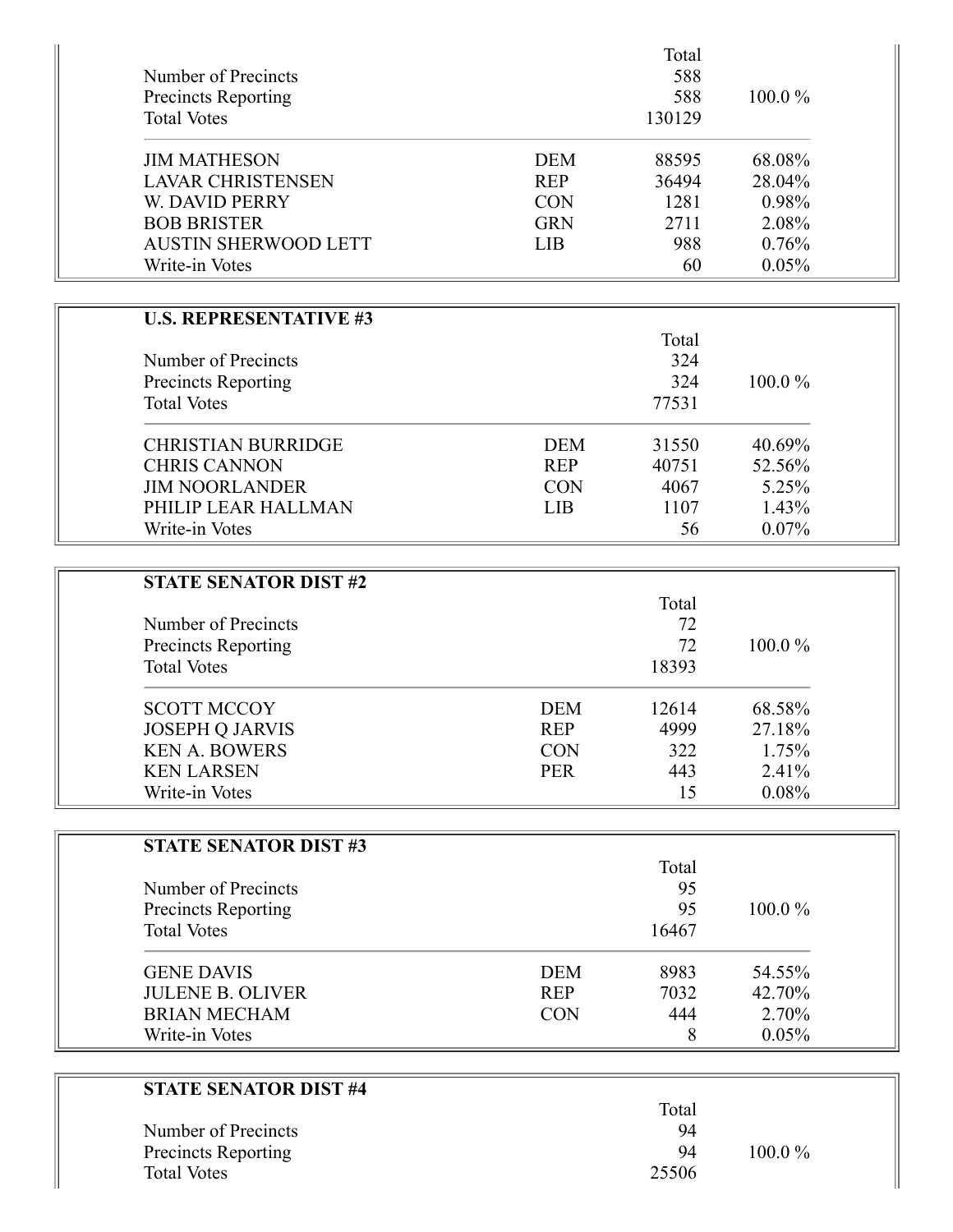| | | Total | |
|---|---|---|---|
| Number of Precincts | | 588 | |
| Precincts Reporting | | 588 | 100.0 % |
| Total Votes | | 130129 | |
| JIM MATHESON | DEM | 88595 | 68.08% |
| LAVAR CHRISTENSEN | REP | 36494 | 28.04% |
| W. DAVID PERRY | CON | 1281 | 0.98% |
| BOB BRISTER | GRN | 2711 | 2.08% |
| AUSTIN SHERWOOD LETT | LIB | 988 | 0.76% |
| Write-in Votes | | 60 | 0.05% |

**U.S. REPRESENTATIVE #3**

| | | Total | |
|---|---|---|---|
| Number of Precincts | | 324 | |
| Precincts Reporting | | 324 | 100.0 % |
| Total Votes | | 77531 | |
| CHRISTIAN BURRIDGE | DEM | 31550 | 40.69% |
| CHRIS CANNON | REP | 40751 | 52.56% |
| JIM NOORLANDER | CON | 4067 | 5.25% |
| PHILIP LEAR HALLMAN | LIB | 1107 | 1.43% |
| Write-in Votes | | 56 | 0.07% |

**STATE SENATOR DIST #2**

| | | Total | |
|---|---|---|---|
| Number of Precincts | | 72 | |
| Precincts Reporting | | 72 | 100.0 % |
| Total Votes | | 18393 | |
| SCOTT MCCOY | DEM | 12614 | 68.58% |
| JOSEPH Q JARVIS | REP | 4999 | 27.18% |
| KEN A. BOWERS | CON | 322 | 1.75% |
| KEN LARSEN | PER | 443 | 2.41% |
| Write-in Votes | | 15 | 0.08% |

**STATE SENATOR DIST #3**

| | | Total | |
|---|---|---|---|
| Number of Precincts | | 95 | |
| Precincts Reporting | | 95 | 100.0 % |
| Total Votes | | 16467 | |
| GENE DAVIS | DEM | 8983 | 54.55% |
| JULENE B. OLIVER | REP | 7032 | 42.70% |
| BRIAN MECHAM | CON | 444 | 2.70% |
| Write-in Votes | | 8 | 0.05% |

**STATE SENATOR DIST #4**

| | | Total | |
|---|---|---|---|
| Number of Precincts | | 94 | |
| Precincts Reporting | | 94 | 100.0 % |
| Total Votes | | 25506 | |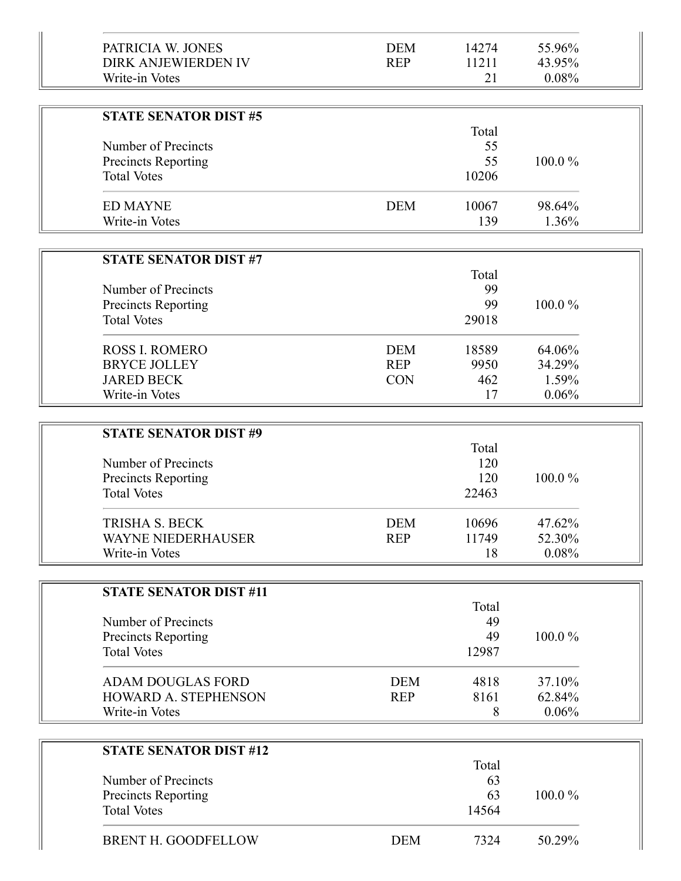| | | | |
|---|---|---|---|
| PATRICIA W. JONES | DEM | 14274 | 55.96% |
| DIRK ANJEWIERDEN IV | REP | 11211 | 43.95% |
| Write-in Votes | | 21 | 0.08% |

**STATE SENATOR DIST #5**

| | | Total | |
|---|---|---|---|
| Number of Precincts | | 55 | |
| Precincts Reporting | | 55 | 100.0 % |
| Total Votes | | 10206 | |
| ED MAYNE | DEM | 10067 | 98.64% |
| Write-in Votes | | 139 | 1.36% |

**STATE SENATOR DIST #7**

| | | Total | |
|---|---|---|---|
| Number of Precincts | | 99 | |
| Precincts Reporting | | 99 | 100.0 % |
| Total Votes | | 29018 | |
| ROSS I. ROMERO | DEM | 18589 | 64.06% |
| BRYCE JOLLEY | REP | 9950 | 34.29% |
| JARED BECK | CON | 462 | 1.59% |
| Write-in Votes | | 17 | 0.06% |

**STATE SENATOR DIST #9**

| | | Total | |
|---|---|---|---|
| Number of Precincts | | 120 | |
| Precincts Reporting | | 120 | 100.0 % |
| Total Votes | | 22463 | |
| TRISHA S. BECK | DEM | 10696 | 47.62% |
| WAYNE NIEDERHAUSER | REP | 11749 | 52.30% |
| Write-in Votes | | 18 | 0.08% |

**STATE SENATOR DIST #11**

| | | Total | |
|---|---|---|---|
| Number of Precincts | | 49 | |
| Precincts Reporting | | 49 | 100.0 % |
| Total Votes | | 12987 | |
| ADAM DOUGLAS FORD | DEM | 4818 | 37.10% |
| HOWARD A. STEPHENSON | REP | 8161 | 62.84% |
| Write-in Votes | | 8 | 0.06% |

**STATE SENATOR DIST #12**

| | | Total | |
|---|---|---|---|
| Number of Precincts | | 63 | |
| Precincts Reporting | | 63 | 100.0 % |
| Total Votes | | 14564 | |
| BRENT H. GOODFELLOW | DEM | 7324 | 50.29% |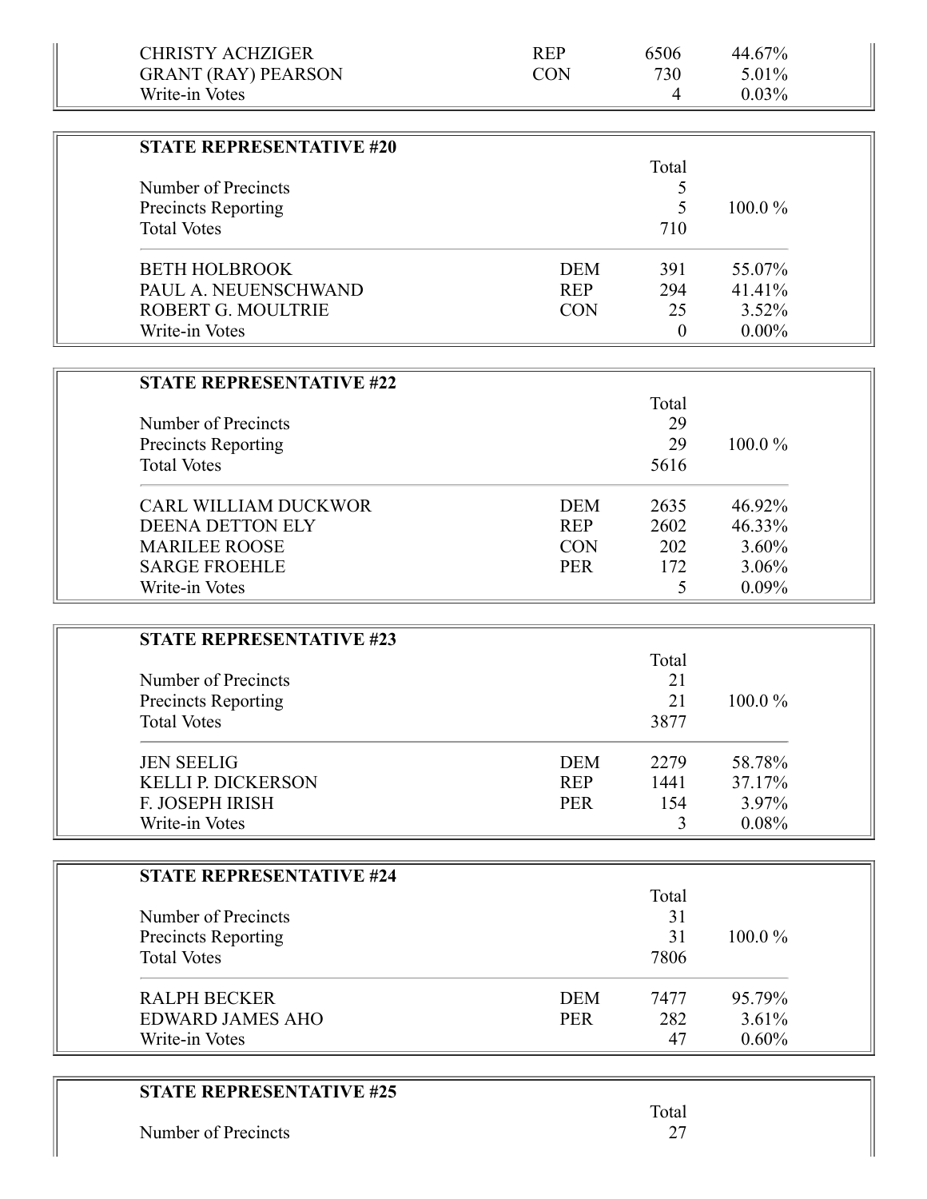| | | | |
|---|---|---|---|
| CHRISTY ACHZIGER | REP | 6506 | 44.67% |
| GRANT (RAY) PEARSON | CON | 730 | 5.01% |
| Write-in Votes | | 4 | 0.03% |

**STATE REPRESENTATIVE #20**

| | | Total | |
|---|---|---|---|
| Number of Precincts | | 5 | |
| Precincts Reporting | | 5 | 100.0 % |
| Total Votes | | 710 | |
| BETH HOLBROOK | DEM | 391 | 55.07% |
| PAUL A. NEUENSCHWAND | REP | 294 | 41.41% |
| ROBERT G. MOULTRIE | CON | 25 | 3.52% |
| Write-in Votes | | 0 | 0.00% |

**STATE REPRESENTATIVE #22**

| | | Total | |
|---|---|---|---|
| Number of Precincts | | 29 | |
| Precincts Reporting | | 29 | 100.0 % |
| Total Votes | | 5616 | |
| CARL WILLIAM DUCKWOR | DEM | 2635 | 46.92% |
| DEENA DETTON ELY | REP | 2602 | 46.33% |
| MARILEE ROOSE | CON | 202 | 3.60% |
| SARGE FROEHLE | PER | 172 | 3.06% |
| Write-in Votes | | 5 | 0.09% |

**STATE REPRESENTATIVE #23**

| | | Total | |
|---|---|---|---|
| Number of Precincts | | 21 | |
| Precincts Reporting | | 21 | 100.0 % |
| Total Votes | | 3877 | |
| JEN SEELIG | DEM | 2279 | 58.78% |
| KELLI P. DICKERSON | REP | 1441 | 37.17% |
| F. JOSEPH IRISH | PER | 154 | 3.97% |
| Write-in Votes | | 3 | 0.08% |

**STATE REPRESENTATIVE #24**

| | | Total | |
|---|---|---|---|
| Number of Precincts | | 31 | |
| Precincts Reporting | | 31 | 100.0 % |
| Total Votes | | 7806 | |
| RALPH BECKER | DEM | 7477 | 95.79% |
| EDWARD JAMES AHO | PER | 282 | 3.61% |
| Write-in Votes | | 47 | 0.60% |

**STATE REPRESENTATIVE #25**

| | | Total | |
|---|---|---|---|
| Number of Precincts | | 27 | |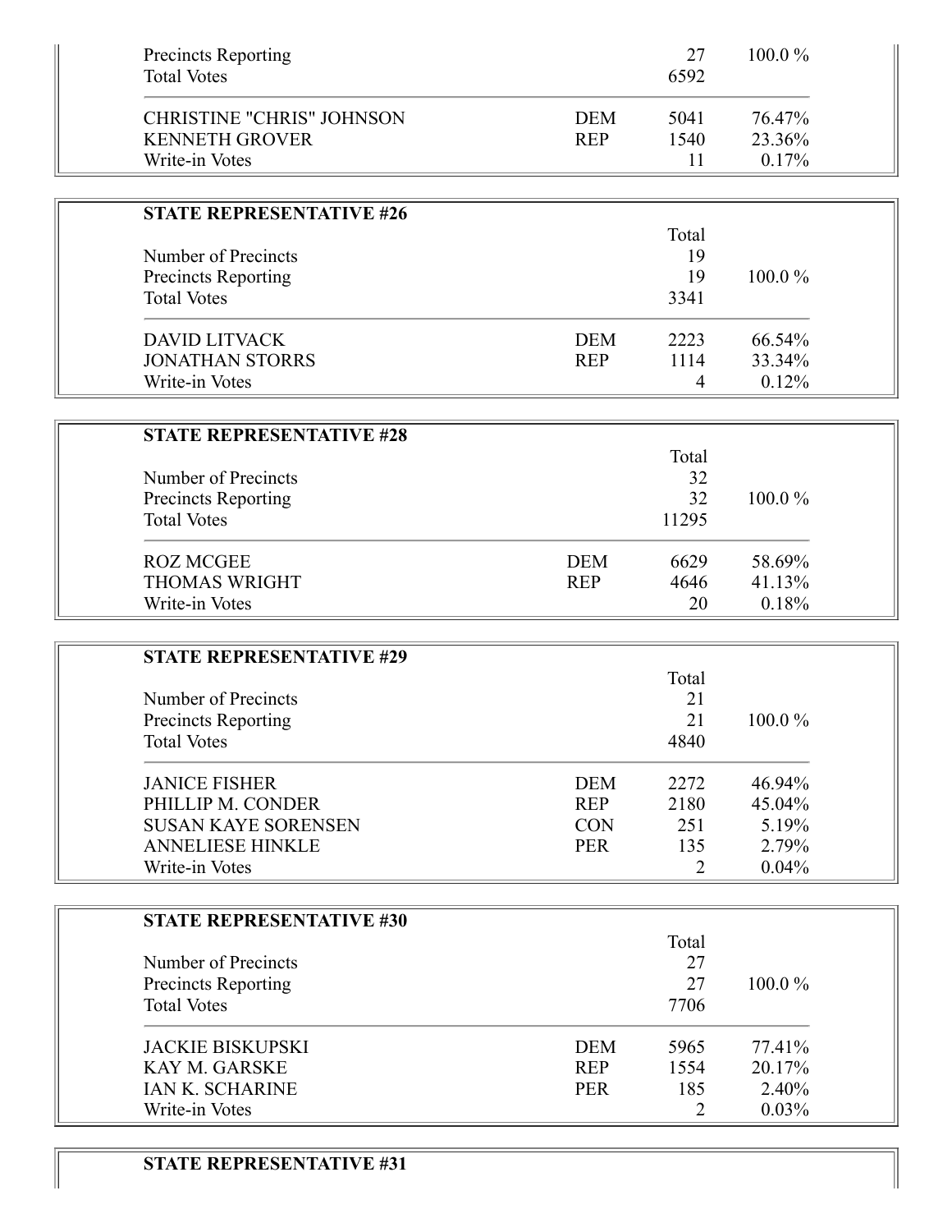| | | | |
|---|---|---|---|
| Precincts Reporting | | 27 | 100.0 % |
| Total Votes | | 6592 | |
| CHRISTINE "CHRIS" JOHNSON | DEM | 5041 | 76.47% |
| KENNETH GROVER | REP | 1540 | 23.36% |
| Write-in Votes | | 11 | 0.17% |

**STATE REPRESENTATIVE #26**

| | | Total | |
|---|---|---|---|
| Number of Precincts | | 19 | |
| Precincts Reporting | | 19 | 100.0 % |
| Total Votes | | 3341 | |
| DAVID LITVACK | DEM | 2223 | 66.54% |
| JONATHAN STORRS | REP | 1114 | 33.34% |
| Write-in Votes | | 4 | 0.12% |

**STATE REPRESENTATIVE #28**

| | | Total | |
|---|---|---|---|
| Number of Precincts | | 32 | |
| Precincts Reporting | | 32 | 100.0 % |
| Total Votes | | 11295 | |
| ROZ MCGEE | DEM | 6629 | 58.69% |
| THOMAS WRIGHT | REP | 4646 | 41.13% |
| Write-in Votes | | 20 | 0.18% |

**STATE REPRESENTATIVE #29**

| | | Total | |
|---|---|---|---|
| Number of Precincts | | 21 | |
| Precincts Reporting | | 21 | 100.0 % |
| Total Votes | | 4840 | |
| JANICE FISHER | DEM | 2272 | 46.94% |
| PHILLIP M. CONDER | REP | 2180 | 45.04% |
| SUSAN KAYE SORENSEN | CON | 251 | 5.19% |
| ANNELIESE HINKLE | PER | 135 | 2.79% |
| Write-in Votes | | 2 | 0.04% |

**STATE REPRESENTATIVE #30**

| | | Total | |
|---|---|---|---|
| Number of Precincts | | 27 | |
| Precincts Reporting | | 27 | 100.0 % |
| Total Votes | | 7706 | |
| JACKIE BISKUPSKI | DEM | 5965 | 77.41% |
| KAY M. GARSKE | REP | 1554 | 20.17% |
| IAN K. SCHARINE | PER | 185 | 2.40% |
| Write-in Votes | | 2 | 0.03% |

**STATE REPRESENTATIVE #31**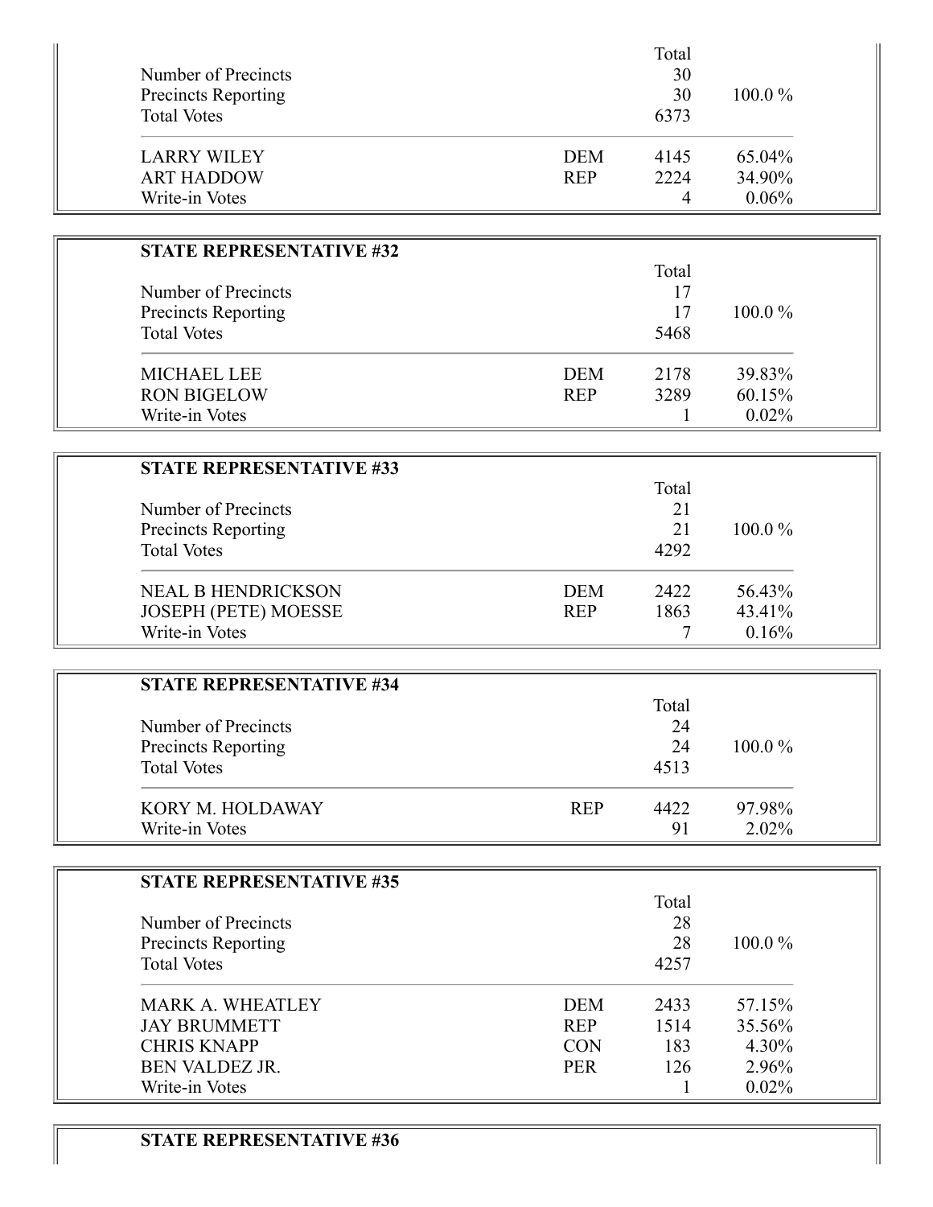| | | Total | |
|---|---|---|---|
| Number of Precincts | | 30 | |
| Precincts Reporting | | 30 | 100.0 % |
| Total Votes | | 6373 | |
| LARRY WILEY | DEM | 4145 | 65.04% |
| ART HADDOW | REP | 2224 | 34.90% |
| Write-in Votes | | 4 | 0.06% |

**STATE REPRESENTATIVE #32**

| | | Total | |
|---|---|---|---|
| Number of Precincts | | 17 | |
| Precincts Reporting | | 17 | 100.0 % |
| Total Votes | | 5468 | |
| MICHAEL LEE | DEM | 2178 | 39.83% |
| RON BIGELOW | REP | 3289 | 60.15% |
| Write-in Votes | | 1 | 0.02% |

**STATE REPRESENTATIVE #33**

| | | Total | |
|---|---|---|---|
| Number of Precincts | | 21 | |
| Precincts Reporting | | 21 | 100.0 % |
| Total Votes | | 4292 | |
| NEAL B HENDRICKSON | DEM | 2422 | 56.43% |
| JOSEPH (PETE) MOESSE | REP | 1863 | 43.41% |
| Write-in Votes | | 7 | 0.16% |

**STATE REPRESENTATIVE #34**

| | | Total | |
|---|---|---|---|
| Number of Precincts | | 24 | |
| Precincts Reporting | | 24 | 100.0 % |
| Total Votes | | 4513 | |
| KORY M. HOLDAWAY | REP | 4422 | 97.98% |
| Write-in Votes | | 91 | 2.02% |

**STATE REPRESENTATIVE #35**

| | | Total | |
|---|---|---|---|
| Number of Precincts | | 28 | |
| Precincts Reporting | | 28 | 100.0 % |
| Total Votes | | 4257 | |
| MARK A. WHEATLEY | DEM | 2433 | 57.15% |
| JAY BRUMMETT | REP | 1514 | 35.56% |
| CHRIS KNAPP | CON | 183 | 4.30% |
| BEN VALDEZ JR. | PER | 126 | 2.96% |
| Write-in Votes | | 1 | 0.02% |

**STATE REPRESENTATIVE #36**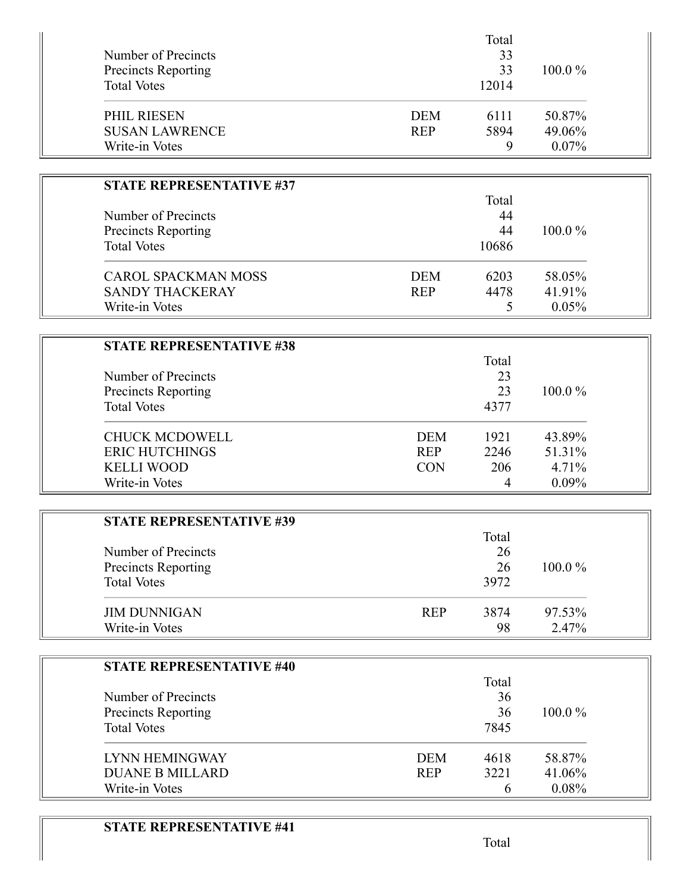| | | Total | |
|---|---|---|---|
| Number of Precincts | | 33 | |
| Precincts Reporting | | 33 | 100.0 % |
| Total Votes | | 12014 | |
| PHIL RIESEN | DEM | 6111 | 50.87% |
| SUSAN LAWRENCE | REP | 5894 | 49.06% |
| Write-in Votes | | 9 | 0.07% |

**STATE REPRESENTATIVE #37**

| | | Total | |
|---|---|---|---|
| Number of Precincts | | 44 | |
| Precincts Reporting | | 44 | 100.0 % |
| Total Votes | | 10686 | |
| CAROL SPACKMAN MOSS | DEM | 6203 | 58.05% |
| SANDY THACKERAY | REP | 4478 | 41.91% |
| Write-in Votes | | 5 | 0.05% |

**STATE REPRESENTATIVE #38**

| | | Total | |
|---|---|---|---|
| Number of Precincts | | 23 | |
| Precincts Reporting | | 23 | 100.0 % |
| Total Votes | | 4377 | |
| CHUCK MCDOWELL | DEM | 1921 | 43.89% |
| ERIC HUTCHINGS | REP | 2246 | 51.31% |
| KELLI WOOD | CON | 206 | 4.71% |
| Write-in Votes | | 4 | 0.09% |

**STATE REPRESENTATIVE #39**

| | | Total | |
|---|---|---|---|
| Number of Precincts | | 26 | |
| Precincts Reporting | | 26 | 100.0 % |
| Total Votes | | 3972 | |
| JIM DUNNIGAN | REP | 3874 | 97.53% |
| Write-in Votes | | 98 | 2.47% |

**STATE REPRESENTATIVE #40**

| | | Total | |
|---|---|---|---|
| Number of Precincts | | 36 | |
| Precincts Reporting | | 36 | 100.0 % |
| Total Votes | | 7845 | |
| LYNN HEMINGWAY | DEM | 4618 | 58.87% |
| DUANE B MILLARD | REP | 3221 | 41.06% |
| Write-in Votes | | 6 | 0.08% |

**STATE REPRESENTATIVE #41**

| | | Total | |
|---|---|---|---|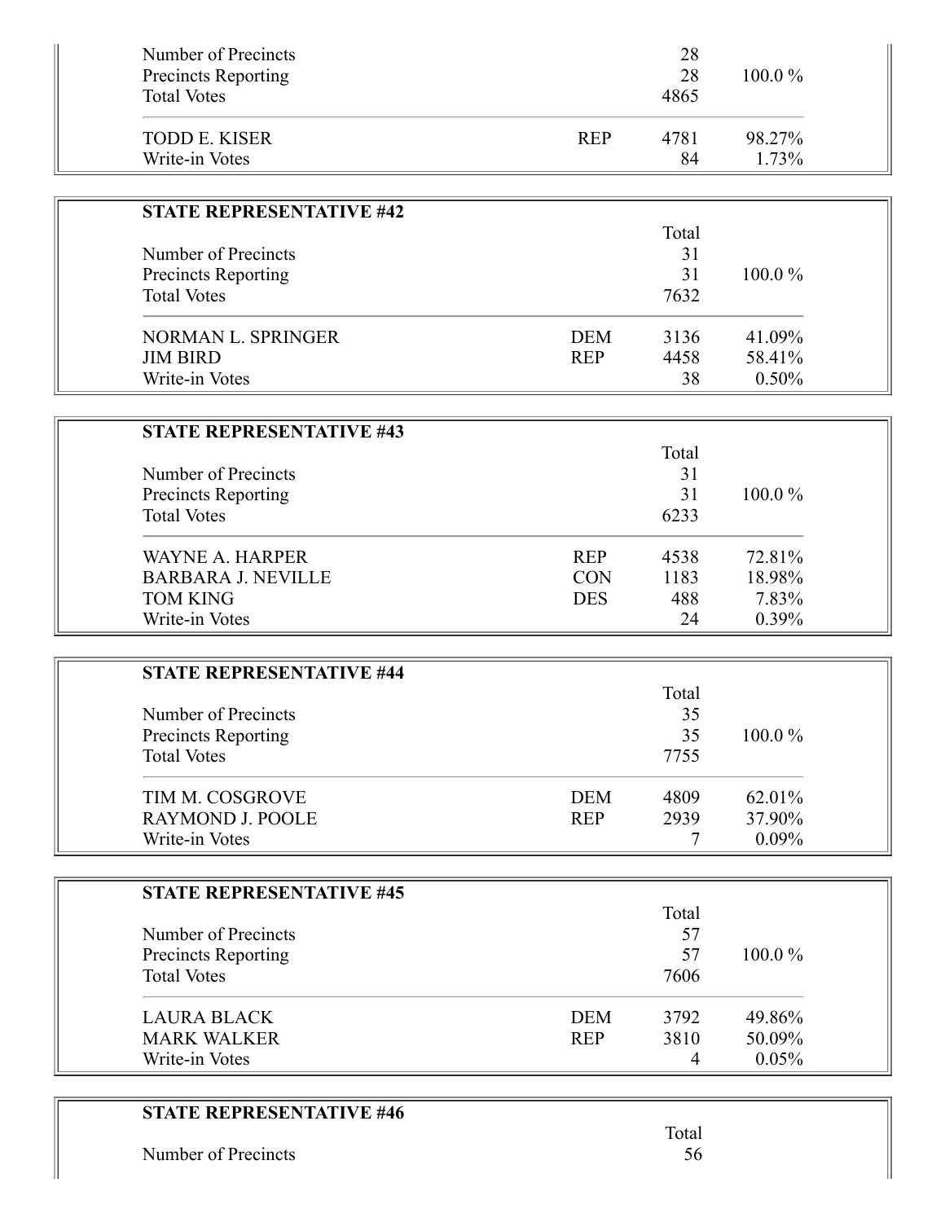| | | | |
|---|---|---|---|
| Number of Precincts | | 28 | |
| Precincts Reporting | | 28 | 100.0 % |
| Total Votes | | 4865 | |
| TODD E. KISER | REP | 4781 | 98.27% |
| Write-in Votes | | 84 | 1.73% |

**STATE REPRESENTATIVE #42**

| | | Total | |
|---|---|---|---|
| Number of Precincts | | 31 | |
| Precincts Reporting | | 31 | 100.0 % |
| Total Votes | | 7632 | |
| NORMAN L. SPRINGER | DEM | 3136 | 41.09% |
| JIM BIRD | REP | 4458 | 58.41% |
| Write-in Votes | | 38 | 0.50% |

**STATE REPRESENTATIVE #43**

| | | Total | |
|---|---|---|---|
| Number of Precincts | | 31 | |
| Precincts Reporting | | 31 | 100.0 % |
| Total Votes | | 6233 | |
| WAYNE A. HARPER | REP | 4538 | 72.81% |
| BARBARA J. NEVILLE | CON | 1183 | 18.98% |
| TOM KING | DES | 488 | 7.83% |
| Write-in Votes | | 24 | 0.39% |

**STATE REPRESENTATIVE #44**

| | | Total | |
|---|---|---|---|
| Number of Precincts | | 35 | |
| Precincts Reporting | | 35 | 100.0 % |
| Total Votes | | 7755 | |
| TIM M. COSGROVE | DEM | 4809 | 62.01% |
| RAYMOND J. POOLE | REP | 2939 | 37.90% |
| Write-in Votes | | 7 | 0.09% |

**STATE REPRESENTATIVE #45**

| | | Total | |
|---|---|---|---|
| Number of Precincts | | 57 | |
| Precincts Reporting | | 57 | 100.0 % |
| Total Votes | | 7606 | |
| LAURA BLACK | DEM | 3792 | 49.86% |
| MARK WALKER | REP | 3810 | 50.09% |
| Write-in Votes | | 4 | 0.05% |

**STATE REPRESENTATIVE #46**

| | | Total | |
|---|---|---|---|
| Number of Precincts | | 56 | |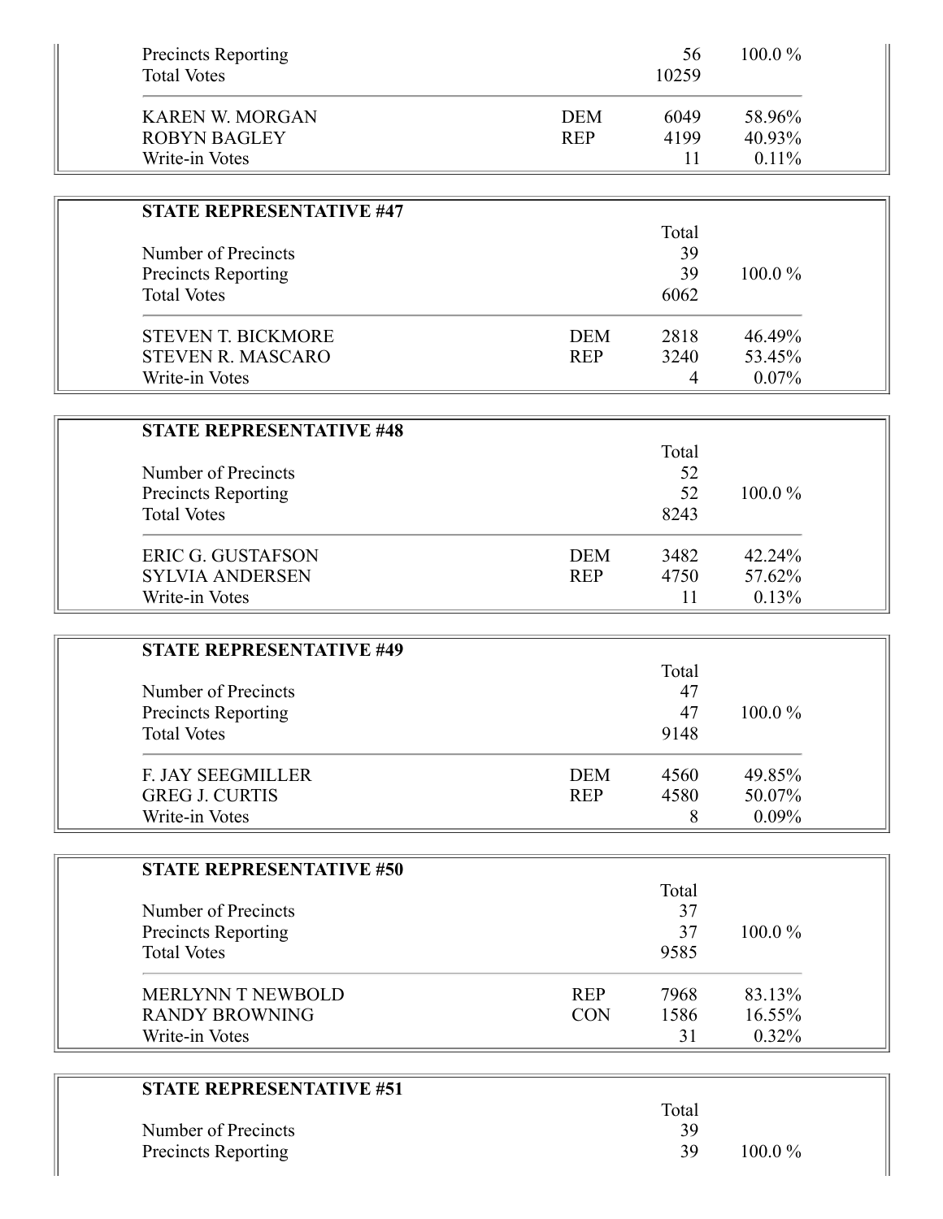| | | | |
|---|---|---|---|
| Precincts Reporting | | 56 | 100.0 % |
| Total Votes | | 10259 | |
| KAREN W. MORGAN | DEM | 6049 | 58.96% |
| ROBYN BAGLEY | REP | 4199 | 40.93% |
| Write-in Votes | | 11 | 0.11% |

**STATE REPRESENTATIVE #47**

| | | Total | |
|---|---|---|---|
| Number of Precincts | | 39 | |
| Precincts Reporting | | 39 | 100.0 % |
| Total Votes | | 6062 | |
| STEVEN T. BICKMORE | DEM | 2818 | 46.49% |
| STEVEN R. MASCARO | REP | 3240 | 53.45% |
| Write-in Votes | | 4 | 0.07% |

**STATE REPRESENTATIVE #48**

| | | Total | |
|---|---|---|---|
| Number of Precincts | | 52 | |
| Precincts Reporting | | 52 | 100.0 % |
| Total Votes | | 8243 | |
| ERIC G. GUSTAFSON | DEM | 3482 | 42.24% |
| SYLVIA ANDERSEN | REP | 4750 | 57.62% |
| Write-in Votes | | 11 | 0.13% |

**STATE REPRESENTATIVE #49**

| | | Total | |
|---|---|---|---|
| Number of Precincts | | 47 | |
| Precincts Reporting | | 47 | 100.0 % |
| Total Votes | | 9148 | |
| F. JAY SEEGMILLER | DEM | 4560 | 49.85% |
| GREG J. CURTIS | REP | 4580 | 50.07% |
| Write-in Votes | | 8 | 0.09% |

**STATE REPRESENTATIVE #50**

| | | Total | |
|---|---|---|---|
| Number of Precincts | | 37 | |
| Precincts Reporting | | 37 | 100.0 % |
| Total Votes | | 9585 | |
| MERLYNN T NEWBOLD | REP | 7968 | 83.13% |
| RANDY BROWNING | CON | 1586 | 16.55% |
| Write-in Votes | | 31 | 0.32% |

**STATE REPRESENTATIVE #51**

| | | Total | |
|---|---|---|---|
| Number of Precincts | | 39 | |
| Precincts Reporting | | 39 | 100.0 % |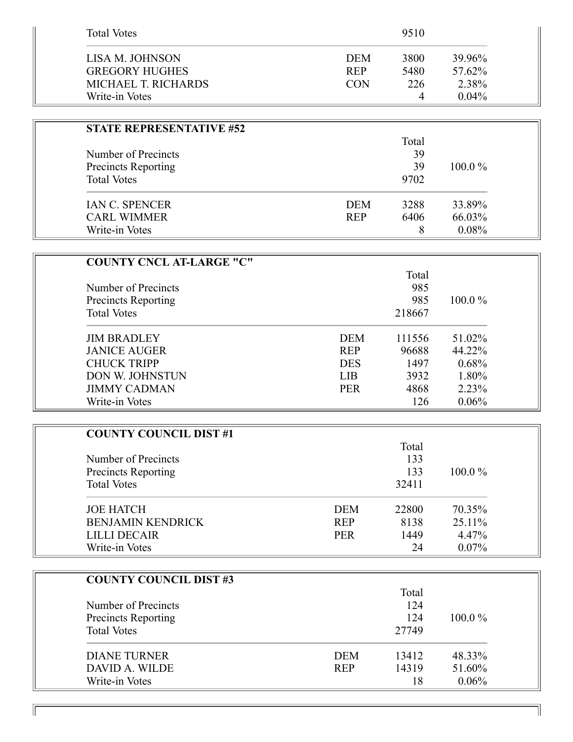| | | | |
|---|---|---|---|
| Total Votes | | 9510 | |
| LISA M. JOHNSON | DEM | 3800 | 39.96% |
| GREGORY HUGHES | REP | 5480 | 57.62% |
| MICHAEL T. RICHARDS | CON | 226 | 2.38% |
| Write-in Votes | | 4 | 0.04% |

**STATE REPRESENTATIVE #52**

| | | Total | |
|---|---|---|---|
| Number of Precincts | | 39 | |
| Precincts Reporting | | 39 | 100.0 % |
| Total Votes | | 9702 | |
| IAN C. SPENCER | DEM | 3288 | 33.89% |
| CARL WIMMER | REP | 6406 | 66.03% |
| Write-in Votes | | 8 | 0.08% |

**COUNTY CNCL AT-LARGE "C"**

| | | Total | |
|---|---|---|---|
| Number of Precincts | | 985 | |
| Precincts Reporting | | 985 | 100.0 % |
| Total Votes | | 218667 | |
| JIM BRADLEY | DEM | 111556 | 51.02% |
| JANICE AUGER | REP | 96688 | 44.22% |
| CHUCK TRIPP | DES | 1497 | 0.68% |
| DON W. JOHNSTUN | LIB | 3932 | 1.80% |
| JIMMY CADMAN | PER | 4868 | 2.23% |
| Write-in Votes | | 126 | 0.06% |

**COUNTY COUNCIL DIST #1**

| | | Total | |
|---|---|---|---|
| Number of Precincts | | 133 | |
| Precincts Reporting | | 133 | 100.0 % |
| Total Votes | | 32411 | |
| JOE HATCH | DEM | 22800 | 70.35% |
| BENJAMIN KENDRICK | REP | 8138 | 25.11% |
| LILLI DECAIR | PER | 1449 | 4.47% |
| Write-in Votes | | 24 | 0.07% |

**COUNTY COUNCIL DIST #3**

| | | Total | |
|---|---|---|---|
| Number of Precincts | | 124 | |
| Precincts Reporting | | 124 | 100.0 % |
| Total Votes | | 27749 | |
| DIANE TURNER | DEM | 13412 | 48.33% |
| DAVID A. WILDE | REP | 14319 | 51.60% |
| Write-in Votes | | 18 | 0.06% |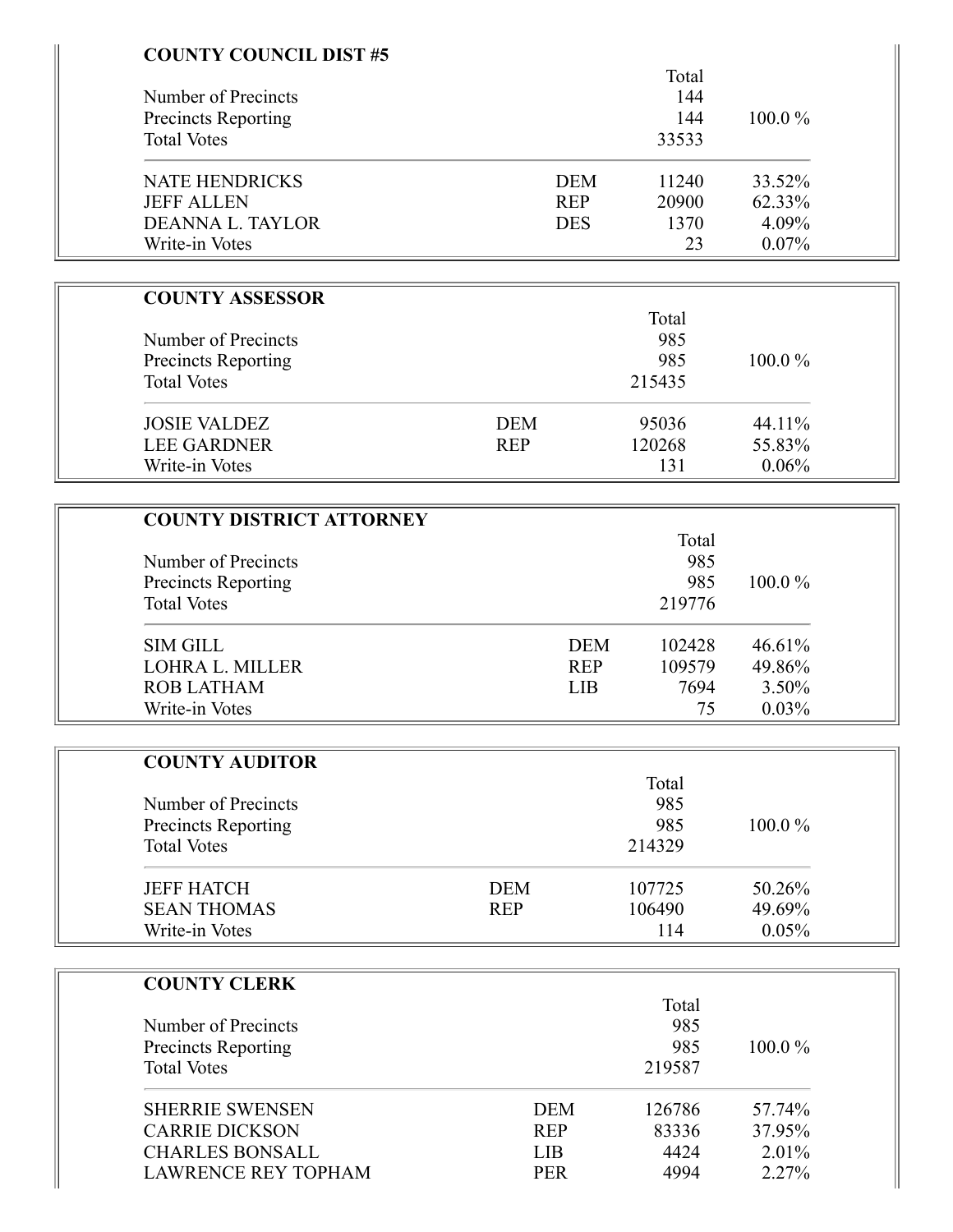### COUNTY COUNCIL DIST #5

| | | Total | |
|---|---|---|---|
| Number of Precincts | | 144 | |
| Precincts Reporting | | 144 | 100.0 % |
| Total Votes | | 33533 | |
| NATE HENDRICKS | DEM | 11240 | 33.52% |
| JEFF ALLEN | REP | 20900 | 62.33% |
| DEANNA L. TAYLOR | DES | 1370 | 4.09% |
| Write-in Votes | | 23 | 0.07% |

### COUNTY ASSESSOR

| | | Total | |
|---|---|---|---|
| Number of Precincts | | 985 | |
| Precincts Reporting | | 985 | 100.0 % |
| Total Votes | | 215435 | |
| JOSIE VALDEZ | DEM | 95036 | 44.11% |
| LEE GARDNER | REP | 120268 | 55.83% |
| Write-in Votes | | 131 | 0.06% |

### COUNTY DISTRICT ATTORNEY

| | | Total | |
|---|---|---|---|
| Number of Precincts | | 985 | |
| Precincts Reporting | | 985 | 100.0 % |
| Total Votes | | 219776 | |
| SIM GILL | DEM | 102428 | 46.61% |
| LOHRA L. MILLER | REP | 109579 | 49.86% |
| ROB LATHAM | LIB | 7694 | 3.50% |
| Write-in Votes | | 75 | 0.03% |

### COUNTY AUDITOR

| | | Total | |
|---|---|---|---|
| Number of Precincts | | 985 | |
| Precincts Reporting | | 985 | 100.0 % |
| Total Votes | | 214329 | |
| JEFF HATCH | DEM | 107725 | 50.26% |
| SEAN THOMAS | REP | 106490 | 49.69% |
| Write-in Votes | | 114 | 0.05% |

### COUNTY CLERK

| | | Total | |
|---|---|---|---|
| Number of Precincts | | 985 | |
| Precincts Reporting | | 985 | 100.0 % |
| Total Votes | | 219587 | |
| SHERRIE SWENSEN | DEM | 126786 | 57.74% |
| CARRIE DICKSON | REP | 83336 | 37.95% |
| CHARLES BONSALL | LIB | 4424 | 2.01% |
| LAWRENCE REY TOPHAM | PER | 4994 | 2.27% |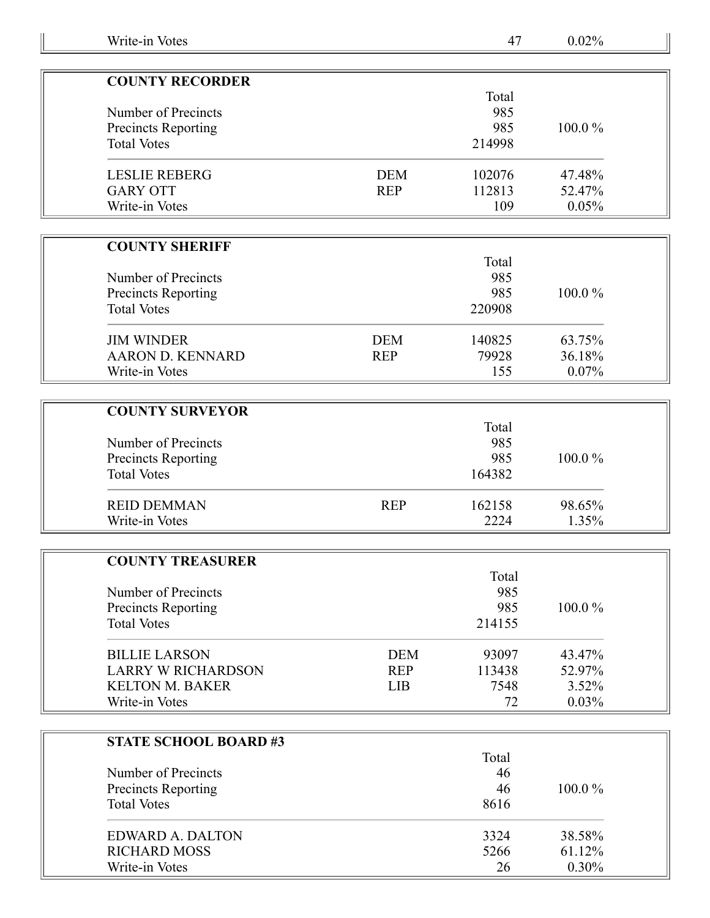| Write-in Votes | | 47 | 0.02% |
|---|---|---|---|

### COUNTY RECORDER

| | | Total | |
|---|---|---|---|
| Number of Precincts | | 985 | |
| Precincts Reporting | | 985 | 100.0 % |
| Total Votes | | 214998 | |
| LESLIE REBERG | DEM | 102076 | 47.48% |
| GARY OTT | REP | 112813 | 52.47% |
| Write-in Votes | | 109 | 0.05% |

### COUNTY SHERIFF

| | | Total | |
|---|---|---|---|
| Number of Precincts | | 985 | |
| Precincts Reporting | | 985 | 100.0 % |
| Total Votes | | 220908 | |
| JIM WINDER | DEM | 140825 | 63.75% |
| AARON D. KENNARD | REP | 79928 | 36.18% |
| Write-in Votes | | 155 | 0.07% |

### COUNTY SURVEYOR

| | | Total | |
|---|---|---|---|
| Number of Precincts | | 985 | |
| Precincts Reporting | | 985 | 100.0 % |
| Total Votes | | 164382 | |
| REID DEMMAN | REP | 162158 | 98.65% |
| Write-in Votes | | 2224 | 1.35% |

### COUNTY TREASURER

| | | Total | |
|---|---|---|---|
| Number of Precincts | | 985 | |
| Precincts Reporting | | 985 | 100.0 % |
| Total Votes | | 214155 | |
| BILLIE LARSON | DEM | 93097 | 43.47% |
| LARRY W RICHARDSON | REP | 113438 | 52.97% |
| KELTON M. BAKER | LIB | 7548 | 3.52% |
| Write-in Votes | | 72 | 0.03% |

### STATE SCHOOL BOARD #3

| | Total | |
|---|---|---|
| Number of Precincts | 46 | |
| Precincts Reporting | 46 | 100.0 % |
| Total Votes | 8616 | |
| EDWARD A. DALTON | 3324 | 38.58% |
| RICHARD MOSS | 5266 | 61.12% |
| Write-in Votes | 26 | 0.30% |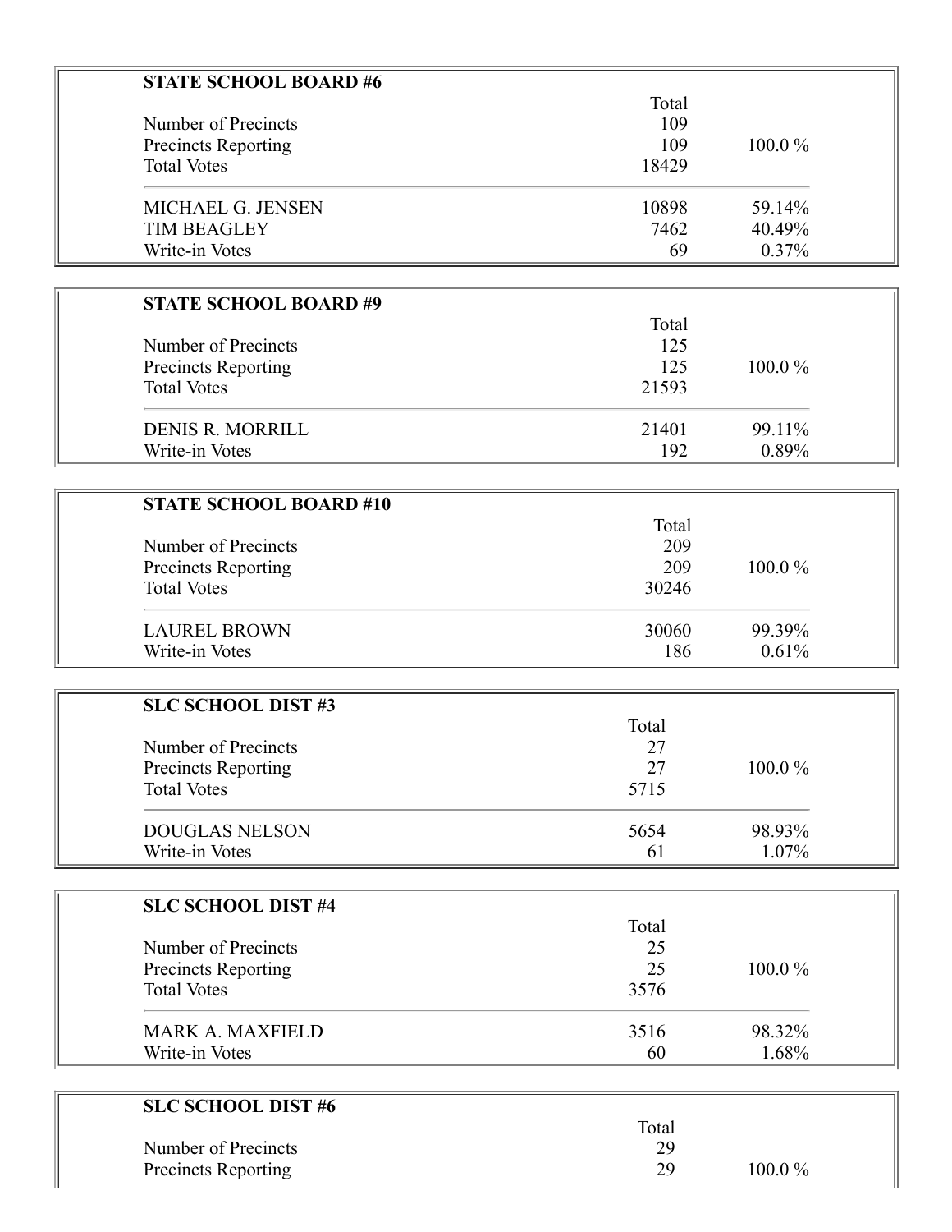**STATE SCHOOL BOARD #6**

| | Total | |
|---|---|---|
| Number of Precincts | 109 | |
| Precincts Reporting | 109 | 100.0 % |
| Total Votes | 18429 | |
| MICHAEL G. JENSEN | 10898 | 59.14% |
| TIM BEAGLEY | 7462 | 40.49% |
| Write-in Votes | 69 | 0.37% |

**STATE SCHOOL BOARD #9**

| | Total | |
|---|---|---|
| Number of Precincts | 125 | |
| Precincts Reporting | 125 | 100.0 % |
| Total Votes | 21593 | |
| DENIS R. MORRILL | 21401 | 99.11% |
| Write-in Votes | 192 | 0.89% |

**STATE SCHOOL BOARD #10**

| | Total | |
|---|---|---|
| Number of Precincts | 209 | |
| Precincts Reporting | 209 | 100.0 % |
| Total Votes | 30246 | |
| LAUREL BROWN | 30060 | 99.39% |
| Write-in Votes | 186 | 0.61% |

**SLC SCHOOL DIST #3**

| | Total | |
|---|---|---|
| Number of Precincts | 27 | |
| Precincts Reporting | 27 | 100.0 % |
| Total Votes | 5715 | |
| DOUGLAS NELSON | 5654 | 98.93% |
| Write-in Votes | 61 | 1.07% |

**SLC SCHOOL DIST #4**

| | Total | |
|---|---|---|
| Number of Precincts | 25 | |
| Precincts Reporting | 25 | 100.0 % |
| Total Votes | 3576 | |
| MARK A. MAXFIELD | 3516 | 98.32% |
| Write-in Votes | 60 | 1.68% |

**SLC SCHOOL DIST #6**

| | Total | |
|---|---|---|
| Number of Precincts | 29 | |
| Precincts Reporting | 29 | 100.0 % |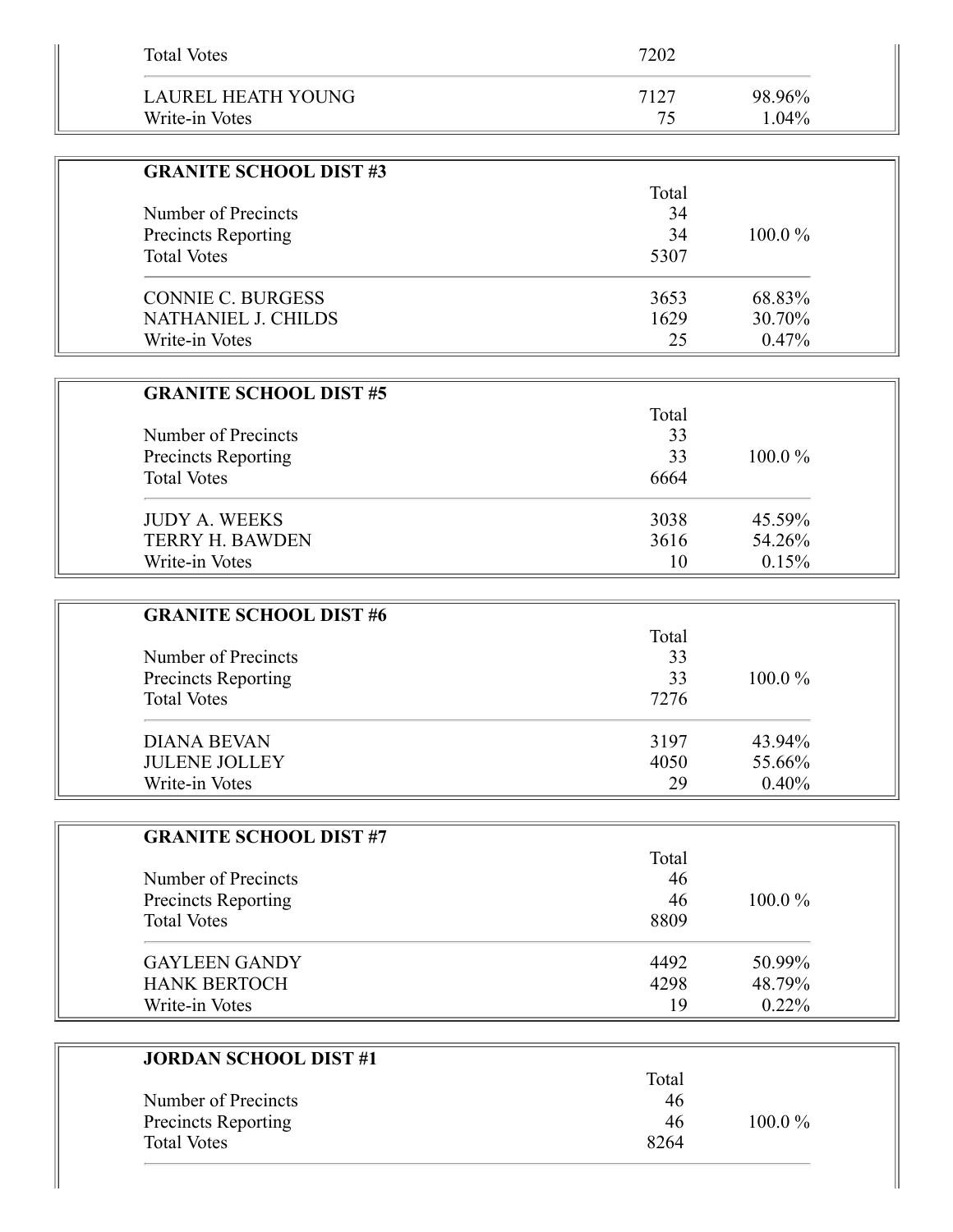| | Total | |
|---|---|---|
| Total Votes | 7202 | |
| LAUREL HEATH YOUNG | 7127 | 98.96% |
| Write-in Votes | 75 | 1.04% |

**GRANITE SCHOOL DIST #3**

| | Total | |
|---|---|---|
| Number of Precincts | 34 | |
| Precincts Reporting | 34 | 100.0 % |
| Total Votes | 5307 | |
| CONNIE C. BURGESS | 3653 | 68.83% |
| NATHANIEL J. CHILDS | 1629 | 30.70% |
| Write-in Votes | 25 | 0.47% |

**GRANITE SCHOOL DIST #5**

| | Total | |
|---|---|---|
| Number of Precincts | 33 | |
| Precincts Reporting | 33 | 100.0 % |
| Total Votes | 6664 | |
| JUDY A. WEEKS | 3038 | 45.59% |
| TERRY H. BAWDEN | 3616 | 54.26% |
| Write-in Votes | 10 | 0.15% |

**GRANITE SCHOOL DIST #6**

| | Total | |
|---|---|---|
| Number of Precincts | 33 | |
| Precincts Reporting | 33 | 100.0 % |
| Total Votes | 7276 | |
| DIANA BEVAN | 3197 | 43.94% |
| JULENE JOLLEY | 4050 | 55.66% |
| Write-in Votes | 29 | 0.40% |

**GRANITE SCHOOL DIST #7**

| | Total | |
|---|---|---|
| Number of Precincts | 46 | |
| Precincts Reporting | 46 | 100.0 % |
| Total Votes | 8809 | |
| GAYLEEN GANDY | 4492 | 50.99% |
| HANK BERTOCH | 4298 | 48.79% |
| Write-in Votes | 19 | 0.22% |

**JORDAN SCHOOL DIST #1**

| | Total | |
|---|---|---|
| Number of Precincts | 46 | |
| Precincts Reporting | 46 | 100.0 % |
| Total Votes | 8264 | |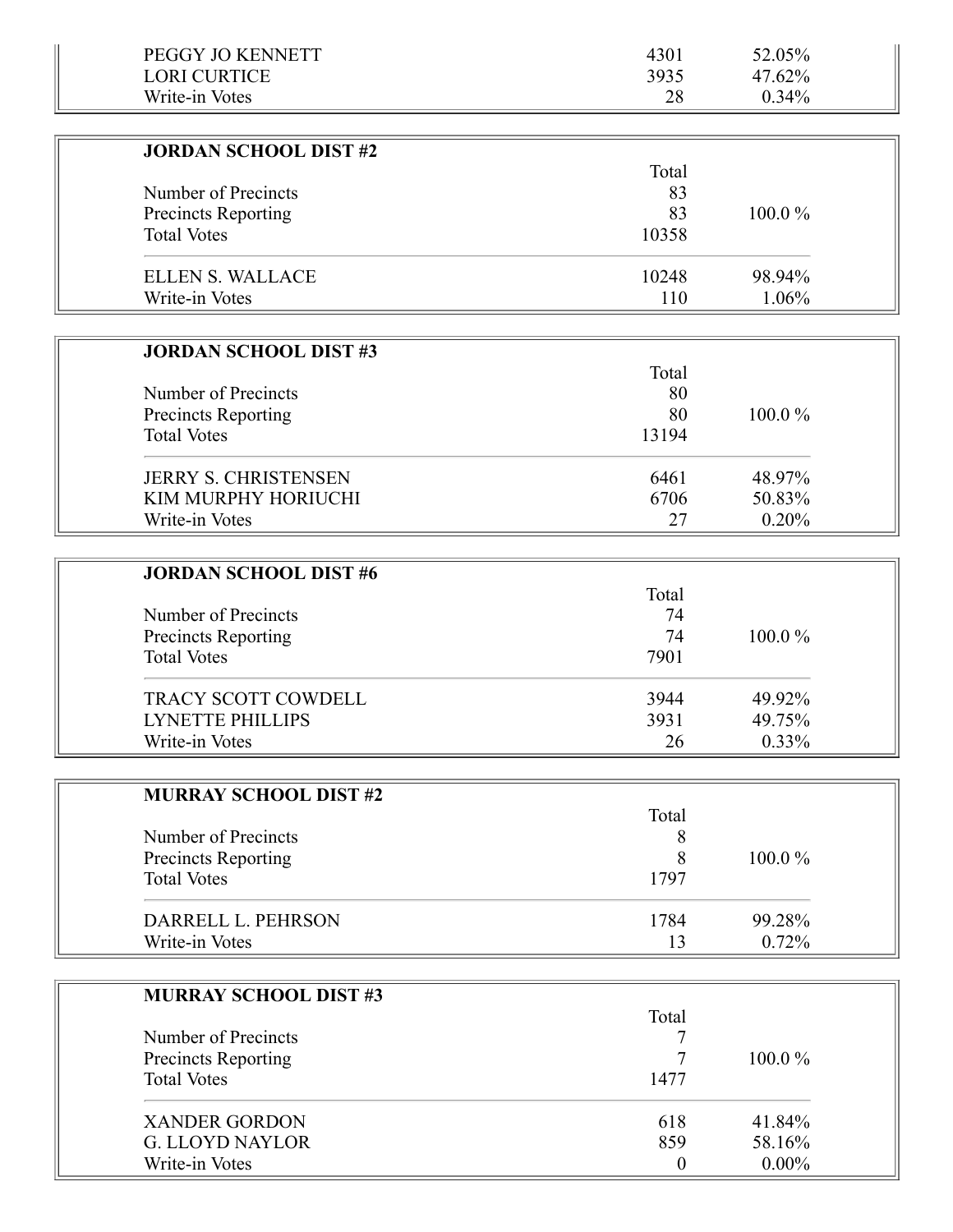| | | |
|---|---|---|
| PEGGY JO KENNETT | 4301 | 52.05% |
| LORI CURTICE | 3935 | 47.62% |
| Write-in Votes | 28 | 0.34% |

**JORDAN SCHOOL DIST #2**

| | Total | |
|---|---|---|
| Number of Precincts | 83 | |
| Precincts Reporting | 83 | 100.0 % |
| Total Votes | 10358 | |
| ELLEN S. WALLACE | 10248 | 98.94% |
| Write-in Votes | 110 | 1.06% |

**JORDAN SCHOOL DIST #3**

| | Total | |
|---|---|---|
| Number of Precincts | 80 | |
| Precincts Reporting | 80 | 100.0 % |
| Total Votes | 13194 | |
| JERRY S. CHRISTENSEN | 6461 | 48.97% |
| KIM MURPHY HORIUCHI | 6706 | 50.83% |
| Write-in Votes | 27 | 0.20% |

**JORDAN SCHOOL DIST #6**

| | Total | |
|---|---|---|
| Number of Precincts | 74 | |
| Precincts Reporting | 74 | 100.0 % |
| Total Votes | 7901 | |
| TRACY SCOTT COWDELL | 3944 | 49.92% |
| LYNETTE PHILLIPS | 3931 | 49.75% |
| Write-in Votes | 26 | 0.33% |

**MURRAY SCHOOL DIST #2**

| | Total | |
|---|---|---|
| Number of Precincts | 8 | |
| Precincts Reporting | 8 | 100.0 % |
| Total Votes | 1797 | |
| DARRELL L. PEHRSON | 1784 | 99.28% |
| Write-in Votes | 13 | 0.72% |

**MURRAY SCHOOL DIST #3**

| | Total | |
|---|---|---|
| Number of Precincts | 7 | |
| Precincts Reporting | 7 | 100.0 % |
| Total Votes | 1477 | |
| XANDER GORDON | 618 | 41.84% |
| G. LLOYD NAYLOR | 859 | 58.16% |
| Write-in Votes | 0 | 0.00% |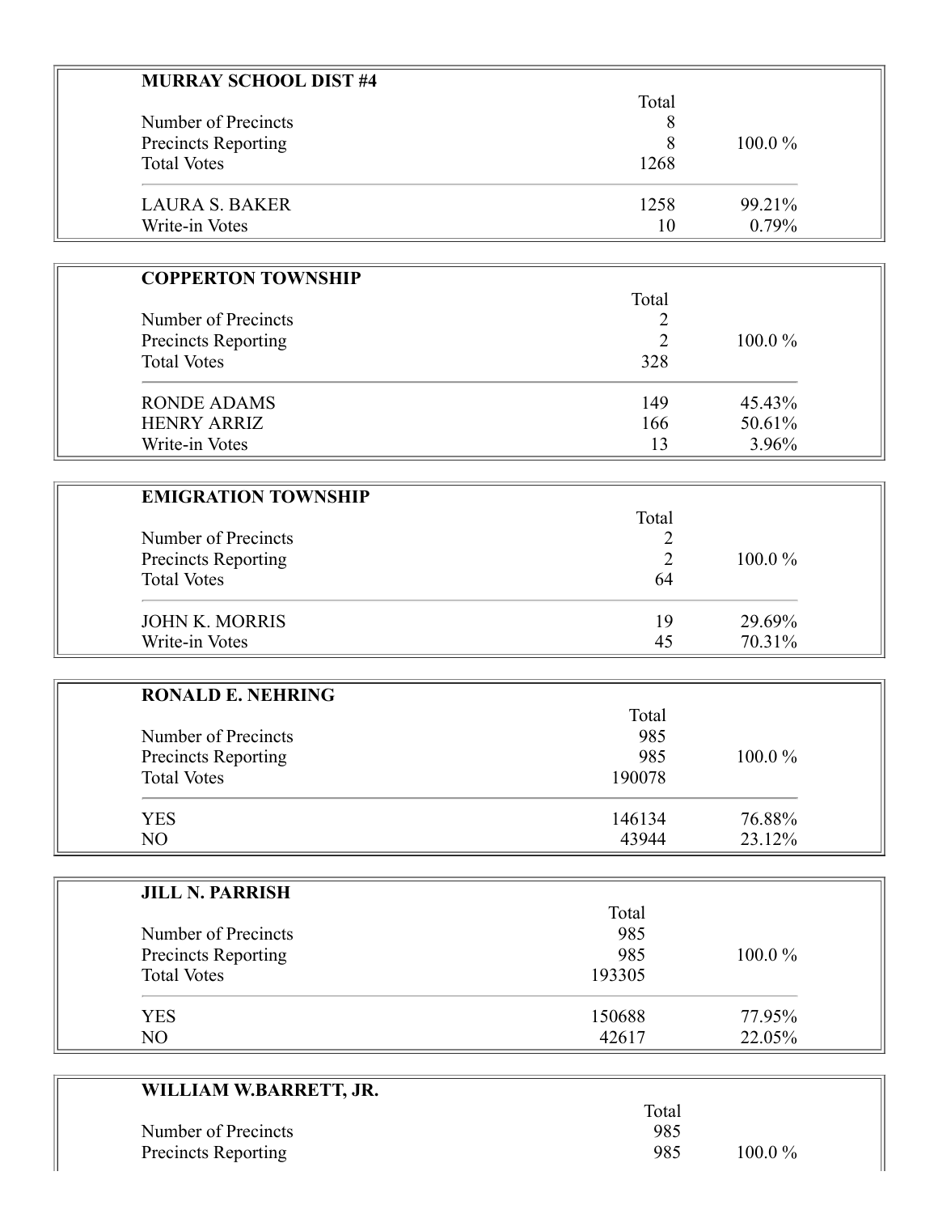**MURRAY SCHOOL DIST #4**

| | Total | |
|---|---|---|
| Number of Precincts | 8 | |
| Precincts Reporting | 8 | 100.0 % |
| Total Votes | 1268 | |
| LAURA S. BAKER | 1258 | 99.21% |
| Write-in Votes | 10 | 0.79% |

**COPPERTON TOWNSHIP**

| | Total | |
|---|---|---|
| Number of Precincts | 2 | |
| Precincts Reporting | 2 | 100.0 % |
| Total Votes | 328 | |
| RONDE ADAMS | 149 | 45.43% |
| HENRY ARRIZ | 166 | 50.61% |
| Write-in Votes | 13 | 3.96% |

**EMIGRATION TOWNSHIP**

| | Total | |
|---|---|---|
| Number of Precincts | 2 | |
| Precincts Reporting | 2 | 100.0 % |
| Total Votes | 64 | |
| JOHN K. MORRIS | 19 | 29.69% |
| Write-in Votes | 45 | 70.31% |

**RONALD E. NEHRING**

| | Total | |
|---|---|---|
| Number of Precincts | 985 | |
| Precincts Reporting | 985 | 100.0 % |
| Total Votes | 190078 | |
| YES | 146134 | 76.88% |
| NO | 43944 | 23.12% |

**JILL N. PARRISH**

| | Total | |
|---|---|---|
| Number of Precincts | 985 | |
| Precincts Reporting | 985 | 100.0 % |
| Total Votes | 193305 | |
| YES | 150688 | 77.95% |
| NO | 42617 | 22.05% |

**WILLIAM W.BARRETT, JR.**

| | Total | |
|---|---|---|
| Number of Precincts | 985 | |
| Precincts Reporting | 985 | 100.0 % |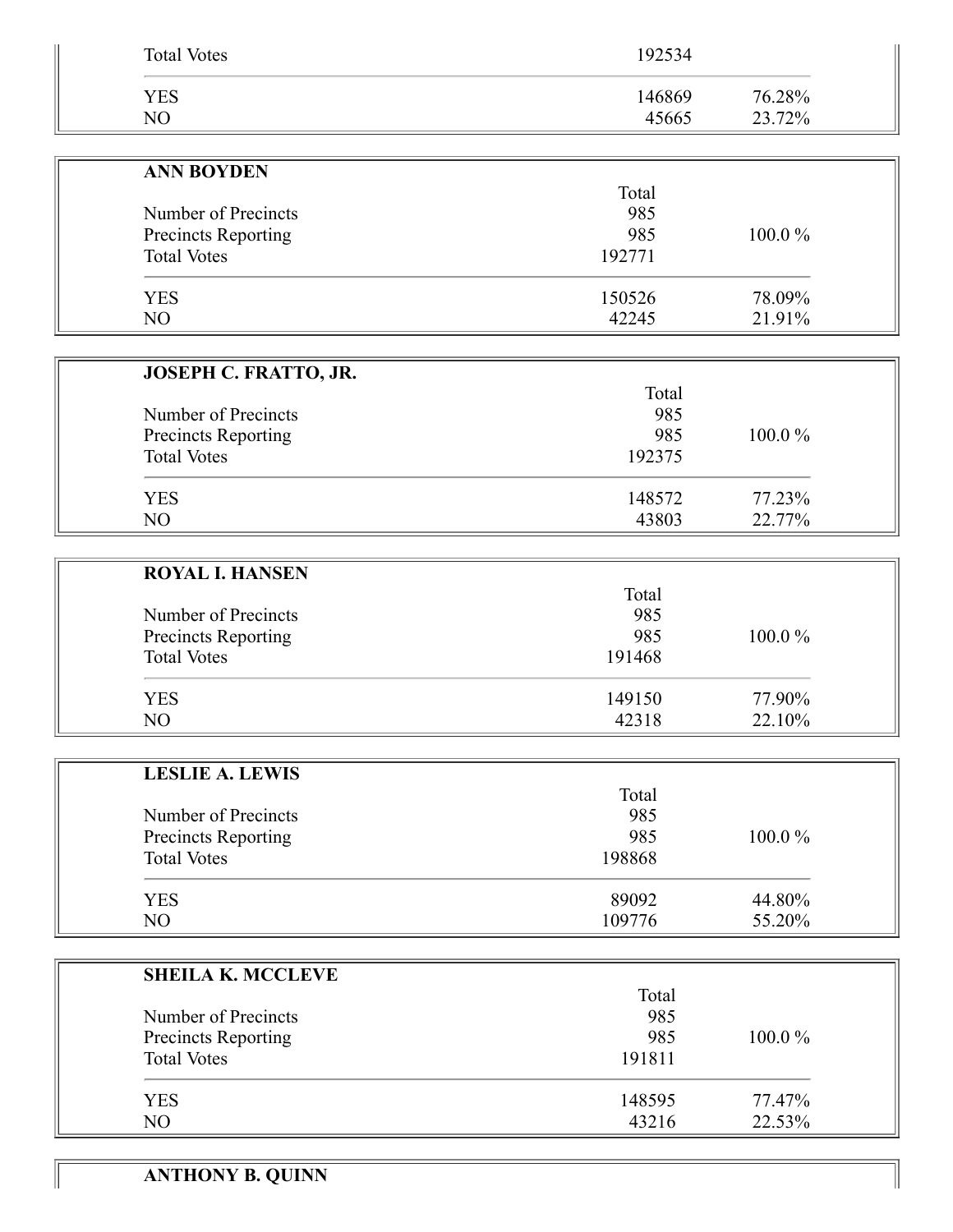| | | |
|---|---|---|
| Total Votes | 192534 | |
| YES | 146869 | 76.28% |
| NO | 45665 | 23.72% |

**ANN BOYDEN**

| | Total | |
|---|---|---|
| Number of Precincts | 985 | |
| Precincts Reporting | 985 | 100.0 % |
| Total Votes | 192771 | |
| YES | 150526 | 78.09% |
| NO | 42245 | 21.91% |

**JOSEPH C. FRATTO, JR.**

| | Total | |
|---|---|---|
| Number of Precincts | 985 | |
| Precincts Reporting | 985 | 100.0 % |
| Total Votes | 192375 | |
| YES | 148572 | 77.23% |
| NO | 43803 | 22.77% |

**ROYAL I. HANSEN**

| | Total | |
|---|---|---|
| Number of Precincts | 985 | |
| Precincts Reporting | 985 | 100.0 % |
| Total Votes | 191468 | |
| YES | 149150 | 77.90% |
| NO | 42318 | 22.10% |

**LESLIE A. LEWIS**

| | Total | |
|---|---|---|
| Number of Precincts | 985 | |
| Precincts Reporting | 985 | 100.0 % |
| Total Votes | 198868 | |
| YES | 89092 | 44.80% |
| NO | 109776 | 55.20% |

**SHEILA K. MCCLEVE**

| | Total | |
|---|---|---|
| Number of Precincts | 985 | |
| Precincts Reporting | 985 | 100.0 % |
| Total Votes | 191811 | |
| YES | 148595 | 77.47% |
| NO | 43216 | 22.53% |

**ANTHONY B. QUINN**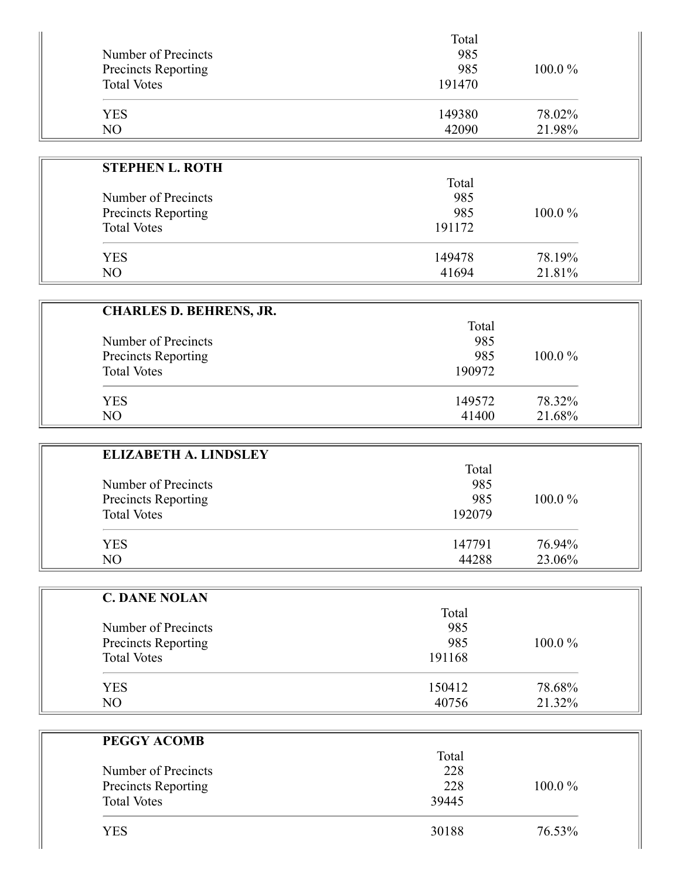| | Total | |
|---|---|---|
| Number of Precincts | 985 | |
| Precincts Reporting | 985 | 100.0 % |
| Total Votes | 191470 | |
| YES | 149380 | 78.02% |
| NO | 42090 | 21.98% |

**STEPHEN L. ROTH**

| | Total | |
|---|---|---|
| Number of Precincts | 985 | |
| Precincts Reporting | 985 | 100.0 % |
| Total Votes | 191172 | |
| YES | 149478 | 78.19% |
| NO | 41694 | 21.81% |

**CHARLES D. BEHRENS, JR.**

| | Total | |
|---|---|---|
| Number of Precincts | 985 | |
| Precincts Reporting | 985 | 100.0 % |
| Total Votes | 190972 | |
| YES | 149572 | 78.32% |
| NO | 41400 | 21.68% |

**ELIZABETH A. LINDSLEY**

| | Total | |
|---|---|---|
| Number of Precincts | 985 | |
| Precincts Reporting | 985 | 100.0 % |
| Total Votes | 192079 | |
| YES | 147791 | 76.94% |
| NO | 44288 | 23.06% |

**C. DANE NOLAN**

| | Total | |
|---|---|---|
| Number of Precincts | 985 | |
| Precincts Reporting | 985 | 100.0 % |
| Total Votes | 191168 | |
| YES | 150412 | 78.68% |
| NO | 40756 | 21.32% |

**PEGGY ACOMB**

| | Total | |
|---|---|---|
| Number of Precincts | 228 | |
| Precincts Reporting | 228 | 100.0 % |
| Total Votes | 39445 | |
| YES | 30188 | 76.53% |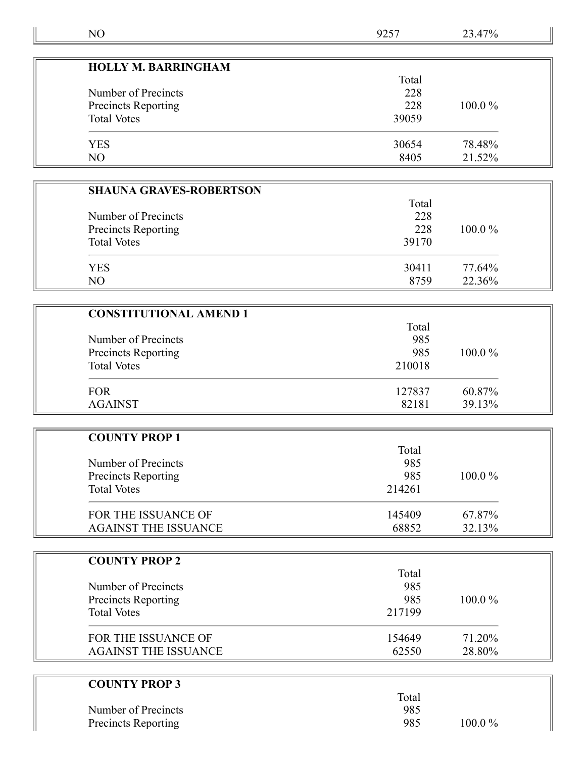| NO | 9257 | 23.47% |
|---|---|---|

| HOLLY M. BARRINGHAM | | |
|---|---|---|
| | Total | |
| Number of Precincts | 228 | |
| Precincts Reporting | 228 | 100.0 % |
| Total Votes | 39059 | |
| YES | 30654 | 78.48% |
| NO | 8405 | 21.52% |

| SHAUNA GRAVES-ROBERTSON | | |
|---|---|---|
| | Total | |
| Number of Precincts | 228 | |
| Precincts Reporting | 228 | 100.0 % |
| Total Votes | 39170 | |
| YES | 30411 | 77.64% |
| NO | 8759 | 22.36% |

| CONSTITUTIONAL AMEND 1 | | |
|---|---|---|
| | Total | |
| Number of Precincts | 985 | |
| Precincts Reporting | 985 | 100.0 % |
| Total Votes | 210018 | |
| FOR | 127837 | 60.87% |
| AGAINST | 82181 | 39.13% |

| COUNTY PROP 1 | | |
|---|---|---|
| | Total | |
| Number of Precincts | 985 | |
| Precincts Reporting | 985 | 100.0 % |
| Total Votes | 214261 | |
| FOR THE ISSUANCE OF | 145409 | 67.87% |
| AGAINST THE ISSUANCE | 68852 | 32.13% |

| COUNTY PROP 2 | | |
|---|---|---|
| | Total | |
| Number of Precincts | 985 | |
| Precincts Reporting | 985 | 100.0 % |
| Total Votes | 217199 | |
| FOR THE ISSUANCE OF | 154649 | 71.20% |
| AGAINST THE ISSUANCE | 62550 | 28.80% |

| COUNTY PROP 3 | | |
|---|---|---|
| | Total | |
| Number of Precincts | 985 | |
| Precincts Reporting | 985 | 100.0 % |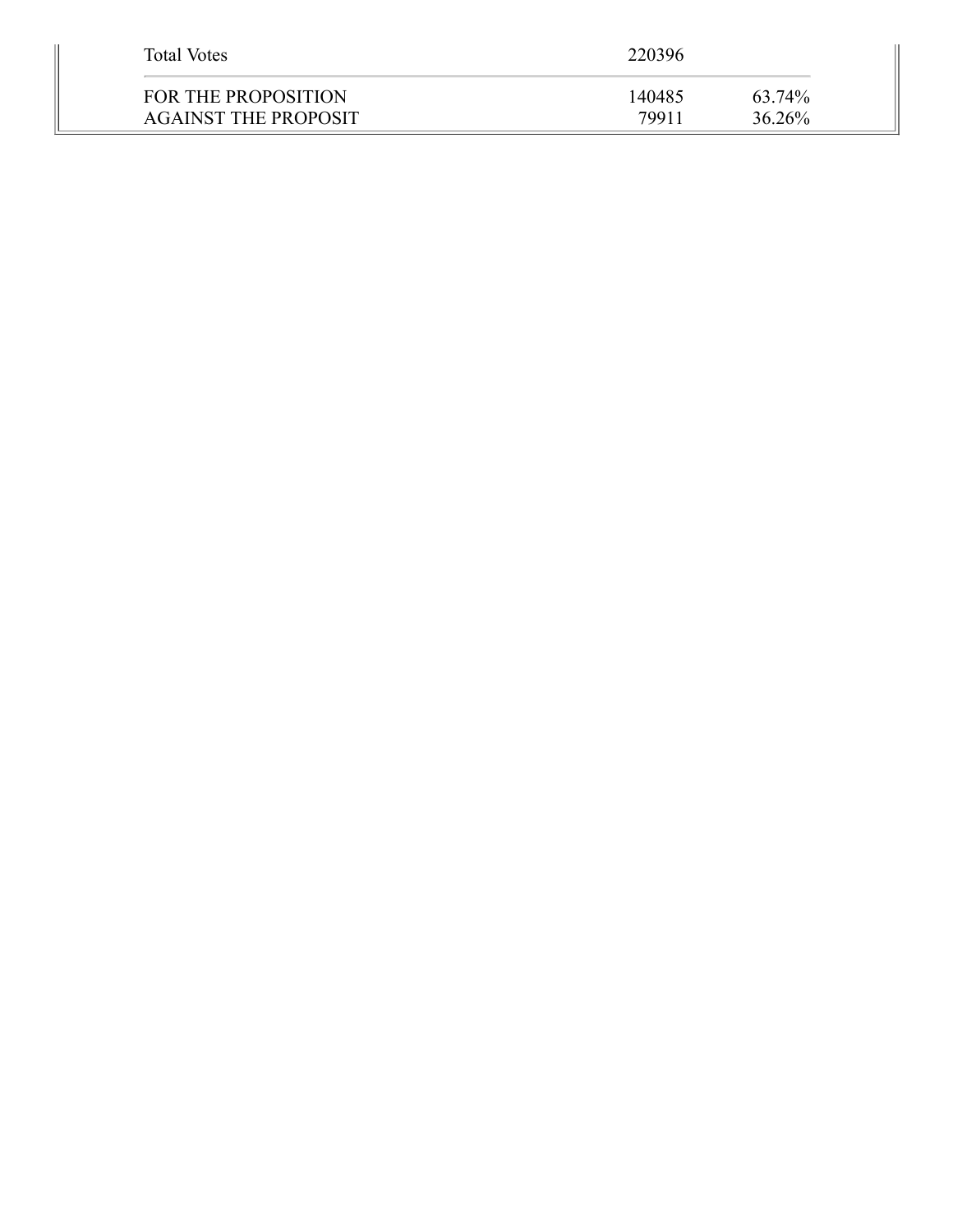| | | |
|---|---|---|
| Total Votes | 220396 | |
| FOR THE PROPOSITION | 140485 | 63.74% |
| AGAINST THE PROPOSIT | 79911 | 36.26% |